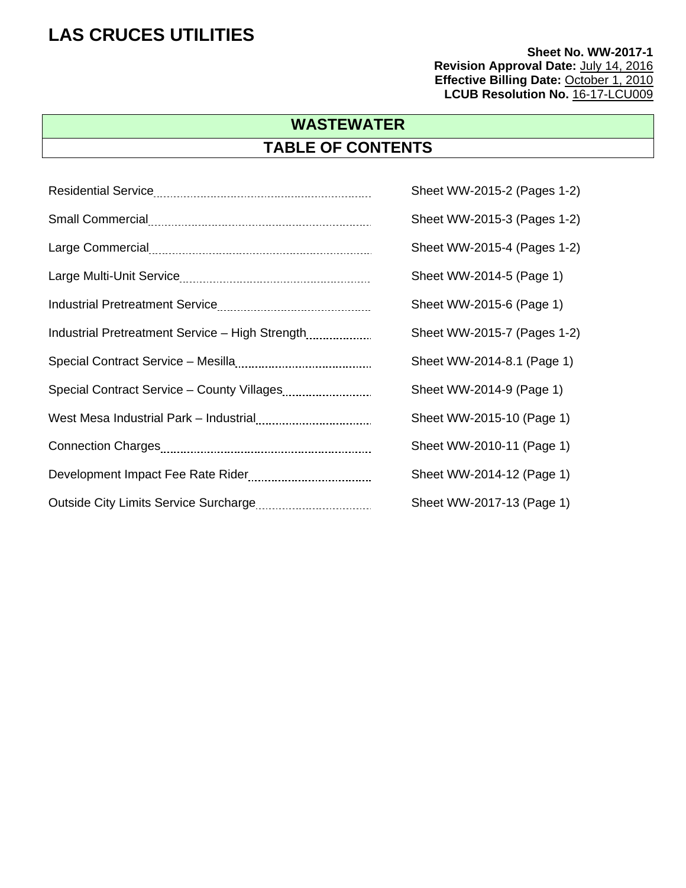# LAS CRUCES UTILITIES

**Sheet No. WW-2017-1**
**Revision Approval Date:** July 14, 2016
**Effective Billing Date:** October 1, 2010
**LCUB Resolution No.** 16-17-LCU009

## WASTEWATER

## TABLE OF CONTENTS

| | |
|---|---|
| Residential Service | Sheet WW-2015-2 (Pages 1-2) |
| Small Commercial | Sheet WW-2015-3 (Pages 1-2) |
| Large Commercial | Sheet WW-2015-4 (Pages 1-2) |
| Large Multi-Unit Service | Sheet WW-2014-5 (Page 1) |
| Industrial Pretreatment Service | Sheet WW-2015-6 (Page 1) |
| Industrial Pretreatment Service – High Strength | Sheet WW-2015-7 (Pages 1-2) |
| Special Contract Service – Mesilla | Sheet WW-2014-8.1 (Page 1) |
| Special Contract Service – County Villages | Sheet WW-2014-9 (Page 1) |
| West Mesa Industrial Park – Industrial | Sheet WW-2015-10 (Page 1) |
| Connection Charges | Sheet WW-2010-11 (Page 1) |
| Development Impact Fee Rate Rider | Sheet WW-2014-12 (Page 1) |
| Outside City Limits Service Surcharge | Sheet WW-2017-13 (Page 1) |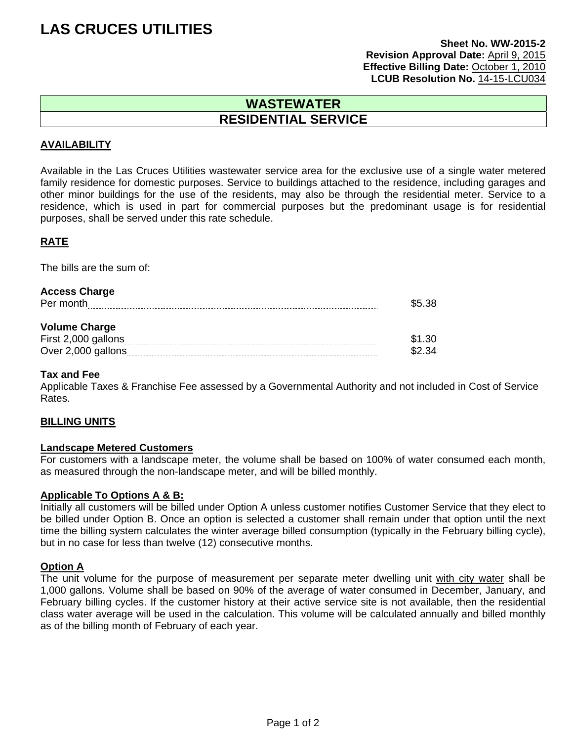# LAS CRUCES UTILITIES

**Sheet No. WW-2015-2**
**Revision Approval Date:** April 9, 2015
**Effective Billing Date:** October 1, 2010
**LCUB Resolution No.** 14-15-LCU034

## WASTEWATER
## RESIDENTIAL SERVICE

### AVAILABILITY

Available in the Las Cruces Utilities wastewater service area for the exclusive use of a single water metered family residence for domestic purposes. Service to buildings attached to the residence, including garages and other minor buildings for the use of the residents, may also be through the residential meter. Service to a residence, which is used in part for commercial purposes but the predominant usage is for residential purposes, shall be served under this rate schedule.

### RATE

The bills are the sum of:

**Access Charge**

| | |
|---|---|
| Per month | $5.38 |

**Volume Charge**

| | |
|---|---|
| First 2,000 gallons | $1.30 |
| Over 2,000 gallons | $2.34 |

**Tax and Fee**
Applicable Taxes & Franchise Fee assessed by a Governmental Authority and not included in Cost of Service Rates.

### BILLING UNITS

**Landscape Metered Customers**
For customers with a landscape meter, the volume shall be based on 100% of water consumed each month, as measured through the non-landscape meter, and will be billed monthly.

**Applicable To Options A & B:**
Initially all customers will be billed under Option A unless customer notifies Customer Service that they elect to be billed under Option B. Once an option is selected a customer shall remain under that option until the next time the billing system calculates the winter average billed consumption (typically in the February billing cycle), but in no case for less than twelve (12) consecutive months.

**Option A**
The unit volume for the purpose of measurement per separate meter dwelling unit with city water shall be 1,000 gallons. Volume shall be based on 90% of the average of water consumed in December, January, and February billing cycles. If the customer history at their active service site is not available, then the residential class water average will be used in the calculation. This volume will be calculated annually and billed monthly as of the billing month of February of each year.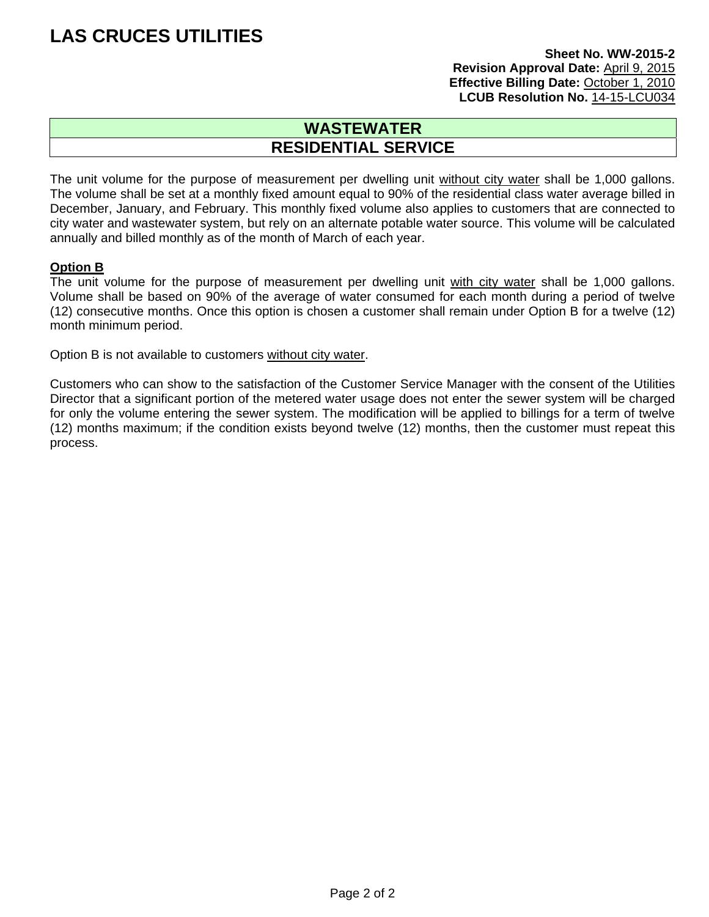# LAS CRUCES UTILITIES

**Sheet No. WW-2015-2**
**Revision Approval Date:** April 9, 2015
**Effective Billing Date:** October 1, 2010
**LCUB Resolution No.** 14-15-LCU034

## WASTEWATER
## RESIDENTIAL SERVICE

The unit volume for the purpose of measurement per dwelling unit without city water shall be 1,000 gallons. The volume shall be set at a monthly fixed amount equal to 90% of the residential class water average billed in December, January, and February. This monthly fixed volume also applies to customers that are connected to city water and wastewater system, but rely on an alternate potable water source. This volume will be calculated annually and billed monthly as of the month of March of each year.

**Option B**

The unit volume for the purpose of measurement per dwelling unit with city water shall be 1,000 gallons. Volume shall be based on 90% of the average of water consumed for each month during a period of twelve (12) consecutive months. Once this option is chosen a customer shall remain under Option B for a twelve (12) month minimum period.

Option B is not available to customers without city water.

Customers who can show to the satisfaction of the Customer Service Manager with the consent of the Utilities Director that a significant portion of the metered water usage does not enter the sewer system will be charged for only the volume entering the sewer system. The modification will be applied to billings for a term of twelve (12) months maximum; if the condition exists beyond twelve (12) months, then the customer must repeat this process.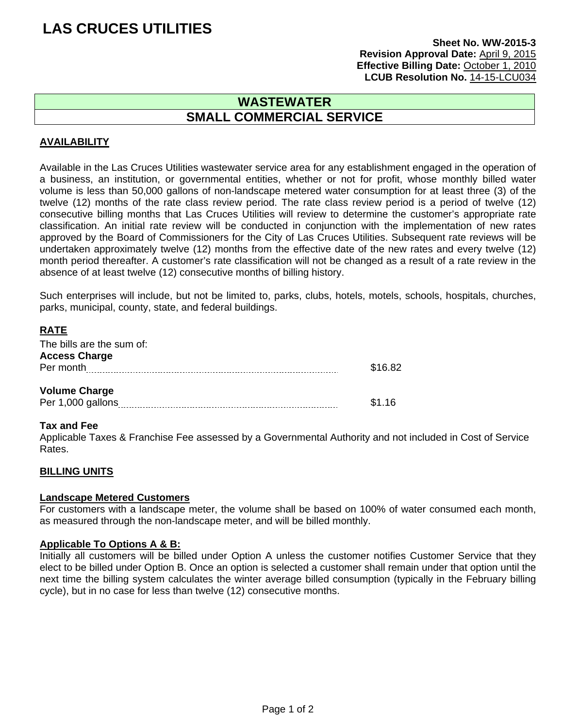# LAS CRUCES UTILITIES

**Sheet No. WW-2015-3**
**Revision Approval Date:** April 9, 2015
**Effective Billing Date:** October 1, 2010
**LCUB Resolution No.** 14-15-LCU034

## WASTEWATER
## SMALL COMMERCIAL SERVICE

### AVAILABILITY

Available in the Las Cruces Utilities wastewater service area for any establishment engaged in the operation of a business, an institution, or governmental entities, whether or not for profit, whose monthly billed water volume is less than 50,000 gallons of non-landscape metered water consumption for at least three (3) of the twelve (12) months of the rate class review period. The rate class review period is a period of twelve (12) consecutive billing months that Las Cruces Utilities will review to determine the customer's appropriate rate classification. An initial rate review will be conducted in conjunction with the implementation of new rates approved by the Board of Commissioners for the City of Las Cruces Utilities. Subsequent rate reviews will be undertaken approximately twelve (12) months from the effective date of the new rates and every twelve (12) month period thereafter. A customer's rate classification will not be changed as a result of a rate review in the absence of at least twelve (12) consecutive months of billing history.

Such enterprises will include, but not be limited to, parks, clubs, hotels, motels, schools, hospitals, churches, parks, municipal, county, state, and federal buildings.

### RATE

The bills are the sum of:

**Access Charge**
Per month ............ $16.82

**Volume Charge**
Per 1,000 gallons ............ $1.16

**Tax and Fee**
Applicable Taxes & Franchise Fee assessed by a Governmental Authority and not included in Cost of Service Rates.

### BILLING UNITS

**Landscape Metered Customers**
For customers with a landscape meter, the volume shall be based on 100% of water consumed each month, as measured through the non-landscape meter, and will be billed monthly.

**Applicable To Options A & B:**
Initially all customers will be billed under Option A unless the customer notifies Customer Service that they elect to be billed under Option B. Once an option is selected a customer shall remain under that option until the next time the billing system calculates the winter average billed consumption (typically in the February billing cycle), but in no case for less than twelve (12) consecutive months.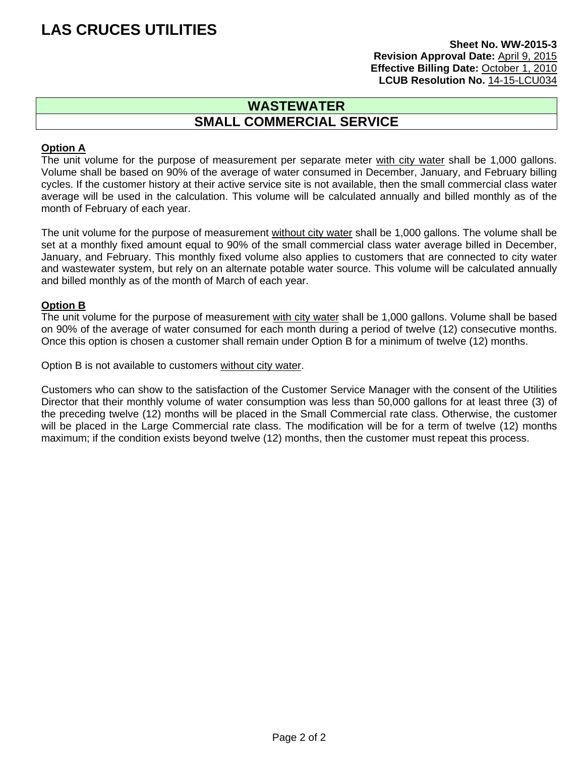# LAS CRUCES UTILITIES

**Sheet No. WW-2015-3**
**Revision Approval Date:** April 9, 2015
**Effective Billing Date:** October 1, 2010
**LCUB Resolution No.** 14-15-LCU034

## WASTEWATER
## SMALL COMMERCIAL SERVICE

**Option A**

The unit volume for the purpose of measurement per separate meter with city water shall be 1,000 gallons. Volume shall be based on 90% of the average of water consumed in December, January, and February billing cycles. If the customer history at their active service site is not available, then the small commercial class water average will be used in the calculation. This volume will be calculated annually and billed monthly as of the month of February of each year.

The unit volume for the purpose of measurement without city water shall be 1,000 gallons. The volume shall be set at a monthly fixed amount equal to 90% of the small commercial class water average billed in December, January, and February. This monthly fixed volume also applies to customers that are connected to city water and wastewater system, but rely on an alternate potable water source. This volume will be calculated annually and billed monthly as of the month of March of each year.

**Option B**

The unit volume for the purpose of measurement with city water shall be 1,000 gallons. Volume shall be based on 90% of the average of water consumed for each month during a period of twelve (12) consecutive months. Once this option is chosen a customer shall remain under Option B for a minimum of twelve (12) months.

Option B is not available to customers without city water.

Customers who can show to the satisfaction of the Customer Service Manager with the consent of the Utilities Director that their monthly volume of water consumption was less than 50,000 gallons for at least three (3) of the preceding twelve (12) months will be placed in the Small Commercial rate class. Otherwise, the customer will be placed in the Large Commercial rate class. The modification will be for a term of twelve (12) months maximum; if the condition exists beyond twelve (12) months, then the customer must repeat this process.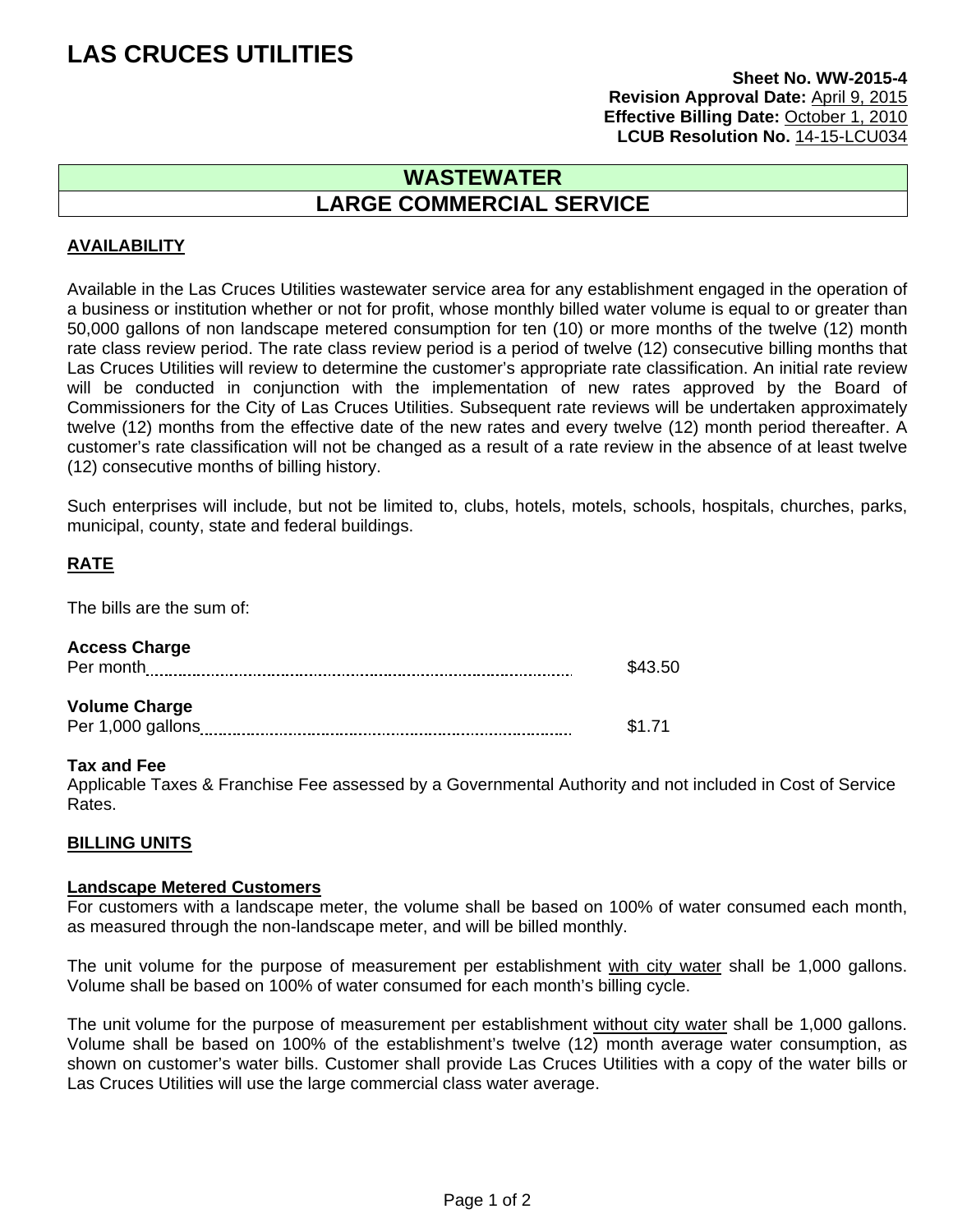# LAS CRUCES UTILITIES

**Sheet No. WW-2015-4**
**Revision Approval Date:** April 9, 2015
**Effective Billing Date:** October 1, 2010
**LCUB Resolution No.** 14-15-LCU034

## WASTEWATER
## LARGE COMMERCIAL SERVICE

### AVAILABILITY

Available in the Las Cruces Utilities wastewater service area for any establishment engaged in the operation of a business or institution whether or not for profit, whose monthly billed water volume is equal to or greater than 50,000 gallons of non landscape metered consumption for ten (10) or more months of the twelve (12) month rate class review period. The rate class review period is a period of twelve (12) consecutive billing months that Las Cruces Utilities will review to determine the customer's appropriate rate classification. An initial rate review will be conducted in conjunction with the implementation of new rates approved by the Board of Commissioners for the City of Las Cruces Utilities. Subsequent rate reviews will be undertaken approximately twelve (12) months from the effective date of the new rates and every twelve (12) month period thereafter. A customer's rate classification will not be changed as a result of a rate review in the absence of at least twelve (12) consecutive months of billing history.

Such enterprises will include, but not be limited to, clubs, hotels, motels, schools, hospitals, churches, parks, municipal, county, state and federal buildings.

### RATE

The bills are the sum of:

**Access Charge**
Per month .................................................. $43.50

**Volume Charge**
Per 1,000 gallons .................................................. $1.71

**Tax and Fee**
Applicable Taxes & Franchise Fee assessed by a Governmental Authority and not included in Cost of Service Rates.

### BILLING UNITS

**Landscape Metered Customers**
For customers with a landscape meter, the volume shall be based on 100% of water consumed each month, as measured through the non-landscape meter, and will be billed monthly.

The unit volume for the purpose of measurement per establishment with city water shall be 1,000 gallons. Volume shall be based on 100% of water consumed for each month's billing cycle.

The unit volume for the purpose of measurement per establishment without city water shall be 1,000 gallons. Volume shall be based on 100% of the establishment's twelve (12) month average water consumption, as shown on customer's water bills. Customer shall provide Las Cruces Utilities with a copy of the water bills or Las Cruces Utilities will use the large commercial class water average.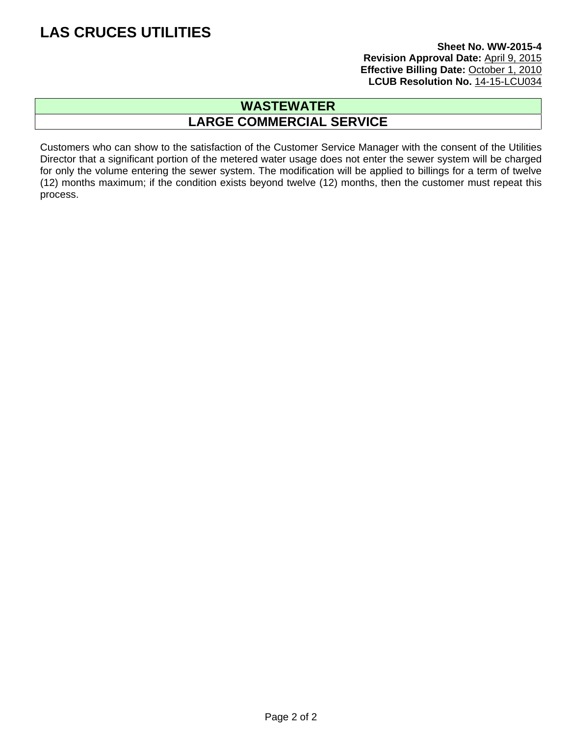# LAS CRUCES UTILITIES

**Sheet No. WW-2015-4**
**Revision Approval Date:** April 9, 2015
**Effective Billing Date:** October 1, 2010
**LCUB Resolution No.** 14-15-LCU034

## WASTEWATER
## LARGE COMMERCIAL SERVICE

Customers who can show to the satisfaction of the Customer Service Manager with the consent of the Utilities Director that a significant portion of the metered water usage does not enter the sewer system will be charged for only the volume entering the sewer system. The modification will be applied to billings for a term of twelve (12) months maximum; if the condition exists beyond twelve (12) months, then the customer must repeat this process.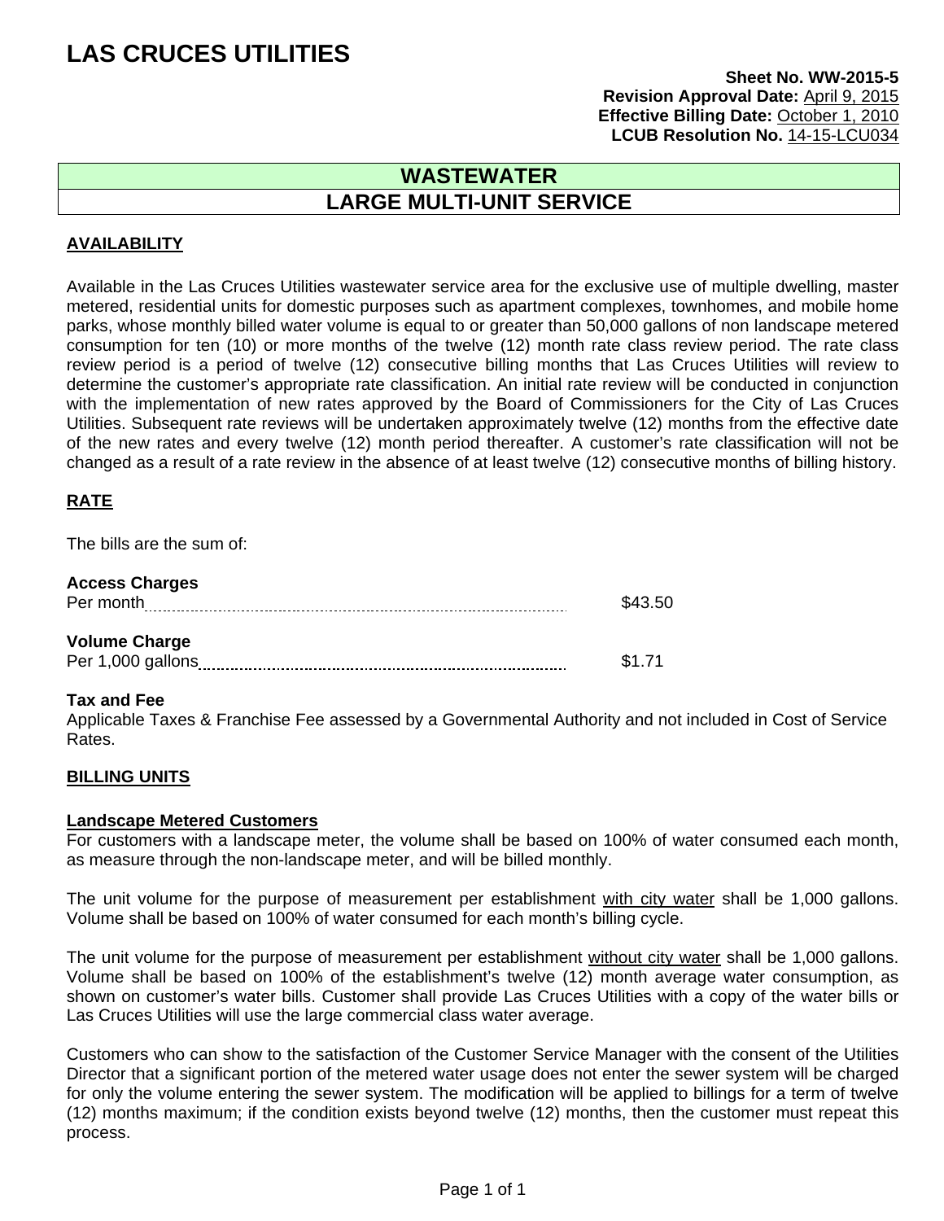# LAS CRUCES UTILITIES

**Sheet No. WW-2015-5**
**Revision Approval Date:** April 9, 2015
**Effective Billing Date:** October 1, 2010
**LCUB Resolution No.** 14-15-LCU034

## WASTEWATER
## LARGE MULTI-UNIT SERVICE

### AVAILABILITY

Available in the Las Cruces Utilities wastewater service area for the exclusive use of multiple dwelling, master metered, residential units for domestic purposes such as apartment complexes, townhomes, and mobile home parks, whose monthly billed water volume is equal to or greater than 50,000 gallons of non landscape metered consumption for ten (10) or more months of the twelve (12) month rate class review period. The rate class review period is a period of twelve (12) consecutive billing months that Las Cruces Utilities will review to determine the customer's appropriate rate classification. An initial rate review will be conducted in conjunction with the implementation of new rates approved by the Board of Commissioners for the City of Las Cruces Utilities. Subsequent rate reviews will be undertaken approximately twelve (12) months from the effective date of the new rates and every twelve (12) month period thereafter. A customer's rate classification will not be changed as a result of a rate review in the absence of at least twelve (12) consecutive months of billing history.

### RATE

The bills are the sum of:

**Access Charges**
Per month .......... $43.50

**Volume Charge**
Per 1,000 gallons .......... $1.71

**Tax and Fee**
Applicable Taxes & Franchise Fee assessed by a Governmental Authority and not included in Cost of Service Rates.

### BILLING UNITS

**Landscape Metered Customers**
For customers with a landscape meter, the volume shall be based on 100% of water consumed each month, as measure through the non-landscape meter, and will be billed monthly.

The unit volume for the purpose of measurement per establishment with city water shall be 1,000 gallons. Volume shall be based on 100% of water consumed for each month's billing cycle.

The unit volume for the purpose of measurement per establishment without city water shall be 1,000 gallons. Volume shall be based on 100% of the establishment's twelve (12) month average water consumption, as shown on customer's water bills. Customer shall provide Las Cruces Utilities with a copy of the water bills or Las Cruces Utilities will use the large commercial class water average.

Customers who can show to the satisfaction of the Customer Service Manager with the consent of the Utilities Director that a significant portion of the metered water usage does not enter the sewer system will be charged for only the volume entering the sewer system. The modification will be applied to billings for a term of twelve (12) months maximum; if the condition exists beyond twelve (12) months, then the customer must repeat this process.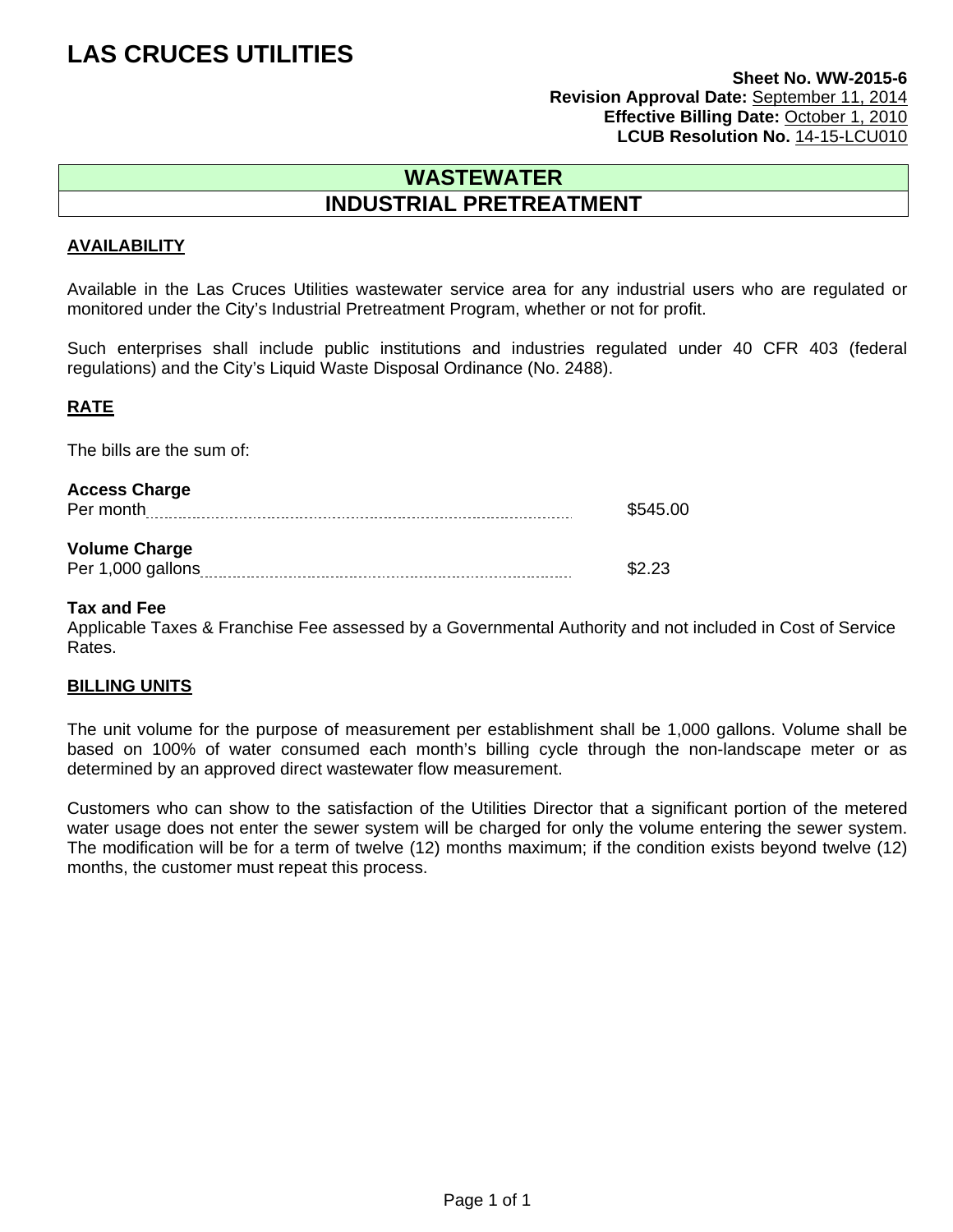# LAS CRUCES UTILITIES

**Sheet No. WW-2015-6**
**Revision Approval Date:** September 11, 2014
**Effective Billing Date:** October 1, 2010
**LCUB Resolution No.** 14-15-LCU010

## WASTEWATER
## INDUSTRIAL PRETREATMENT

### AVAILABILITY

Available in the Las Cruces Utilities wastewater service area for any industrial users who are regulated or monitored under the City's Industrial Pretreatment Program, whether or not for profit.

Such enterprises shall include public institutions and industries regulated under 40 CFR 403 (federal regulations) and the City's Liquid Waste Disposal Ordinance (No. 2488).

### RATE

The bills are the sum of:

**Access Charge**
Per month .................................................. $545.00

**Volume Charge**
Per 1,000 gallons .................................................. $2.23

**Tax and Fee**
Applicable Taxes & Franchise Fee assessed by a Governmental Authority and not included in Cost of Service Rates.

### BILLING UNITS

The unit volume for the purpose of measurement per establishment shall be 1,000 gallons. Volume shall be based on 100% of water consumed each month's billing cycle through the non-landscape meter or as determined by an approved direct wastewater flow measurement.

Customers who can show to the satisfaction of the Utilities Director that a significant portion of the metered water usage does not enter the sewer system will be charged for only the volume entering the sewer system. The modification will be for a term of twelve (12) months maximum; if the condition exists beyond twelve (12) months, the customer must repeat this process.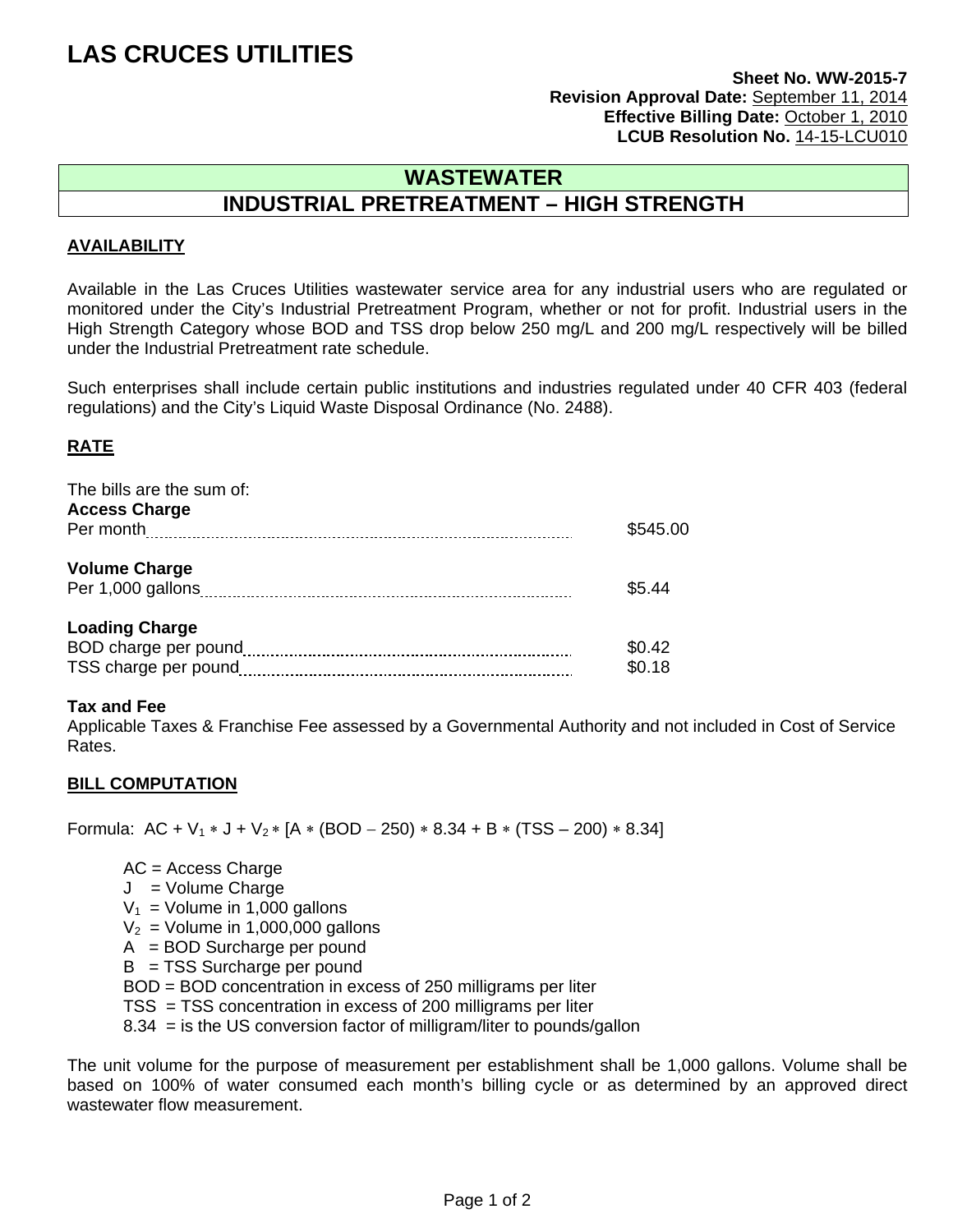# LAS CRUCES UTILITIES

**Sheet No. WW-2015-7**
**Revision Approval Date:** September 11, 2014
**Effective Billing Date:** October 1, 2010
**LCUB Resolution No.** 14-15-LCU010

## WASTEWATER
## INDUSTRIAL PRETREATMENT – HIGH STRENGTH

### AVAILABILITY

Available in the Las Cruces Utilities wastewater service area for any industrial users who are regulated or monitored under the City's Industrial Pretreatment Program, whether or not for profit. Industrial users in the High Strength Category whose BOD and TSS drop below 250 mg/L and 200 mg/L respectively will be billed under the Industrial Pretreatment rate schedule.

Such enterprises shall include certain public institutions and industries regulated under 40 CFR 403 (federal regulations) and the City's Liquid Waste Disposal Ordinance (No. 2488).

### RATE

The bills are the sum of:

**Access Charge**

| | |
|---|---|
| Per month | $545.00 |

**Volume Charge**

| | |
|---|---|
| Per 1,000 gallons | $5.44 |

**Loading Charge**

| | |
|---|---|
| BOD charge per pound | $0.42 |
| TSS charge per pound | $0.18 |

**Tax and Fee**
Applicable Taxes & Franchise Fee assessed by a Governmental Authority and not included in Cost of Service Rates.

### BILL COMPUTATION

Formula: $AC + V_1 * J + V_2 * [A * (BOD - 250) * 8.34 + B * (TSS - 200) * 8.34]$

- AC = Access Charge
- J = Volume Charge
- $V_1$ = Volume in 1,000 gallons
- $V_2$ = Volume in 1,000,000 gallons
- A = BOD Surcharge per pound
- B = TSS Surcharge per pound
- BOD = BOD concentration in excess of 250 milligrams per liter
- TSS = TSS concentration in excess of 200 milligrams per liter
- 8.34 = is the US conversion factor of milligram/liter to pounds/gallon

The unit volume for the purpose of measurement per establishment shall be 1,000 gallons. Volume shall be based on 100% of water consumed each month's billing cycle or as determined by an approved direct wastewater flow measurement.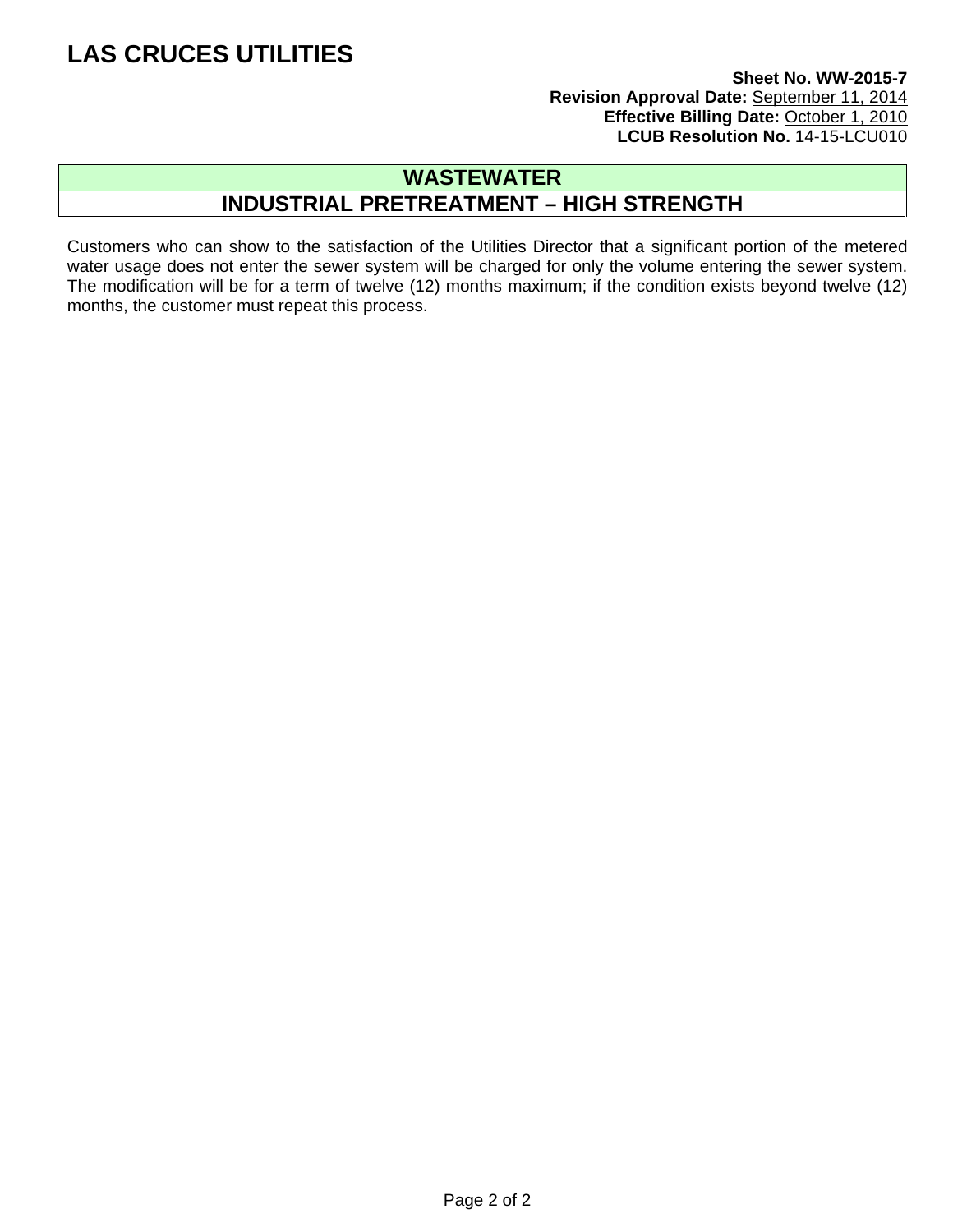# LAS CRUCES UTILITIES

**Sheet No. WW-2015-7**
**Revision Approval Date:** September 11, 2014
**Effective Billing Date:** October 1, 2010
**LCUB Resolution No.** 14-15-LCU010

## WASTEWATER

## INDUSTRIAL PRETREATMENT – HIGH STRENGTH

Customers who can show to the satisfaction of the Utilities Director that a significant portion of the metered water usage does not enter the sewer system will be charged for only the volume entering the sewer system. The modification will be for a term of twelve (12) months maximum; if the condition exists beyond twelve (12) months, the customer must repeat this process.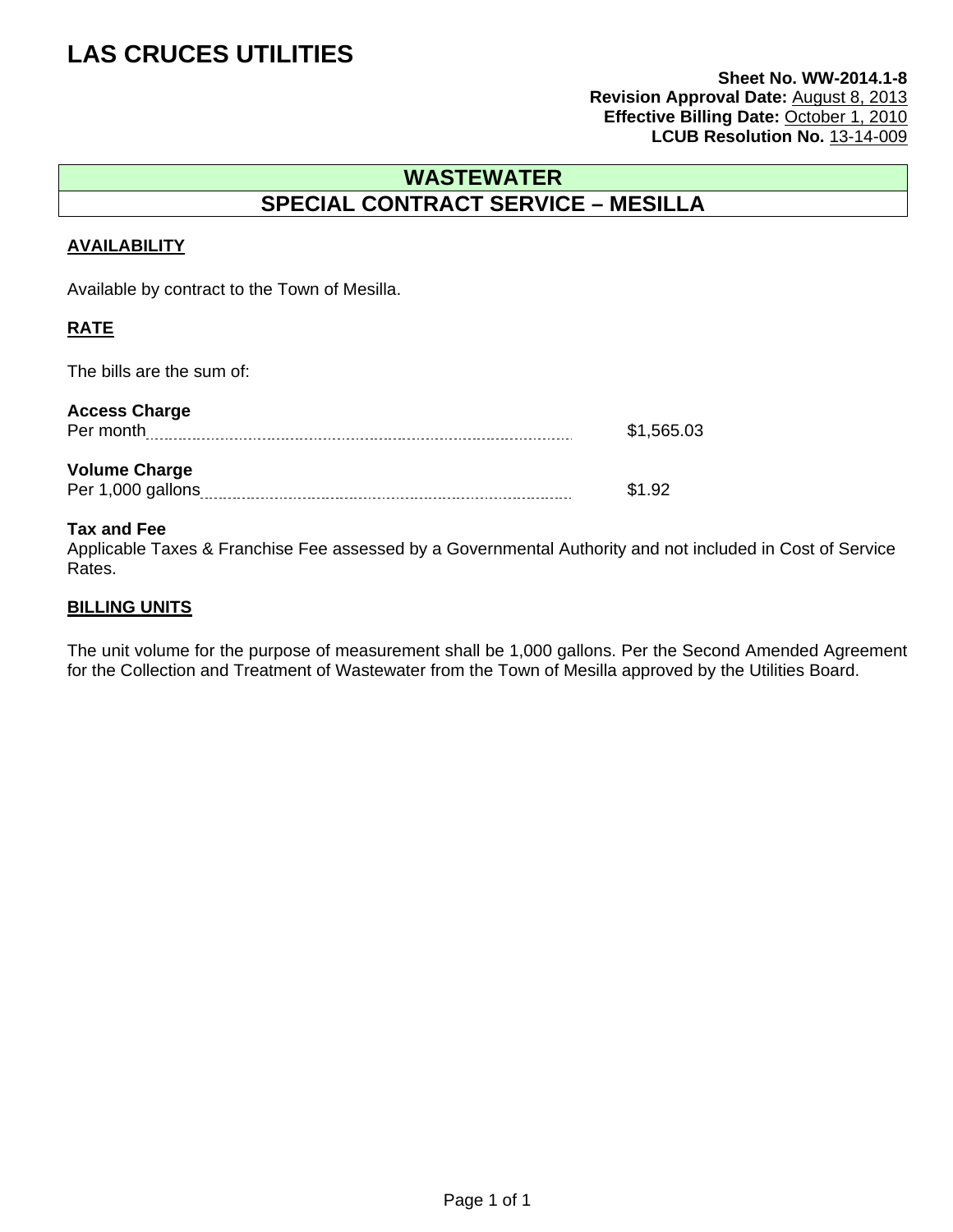# LAS CRUCES UTILITIES

**Sheet No. WW-2014.1-8**
**Revision Approval Date:** August 8, 2013
**Effective Billing Date:** October 1, 2010
**LCUB Resolution No.** 13-14-009

## WASTEWATER
## SPECIAL CONTRACT SERVICE – MESILLA

### AVAILABILITY

Available by contract to the Town of Mesilla.

### RATE

The bills are the sum of:

**Access Charge**
Per month ........................................ $1,565.03

**Volume Charge**
Per 1,000 gallons ........................................ $1.92

**Tax and Fee**
Applicable Taxes & Franchise Fee assessed by a Governmental Authority and not included in Cost of Service Rates.

### BILLING UNITS

The unit volume for the purpose of measurement shall be 1,000 gallons. Per the Second Amended Agreement for the Collection and Treatment of Wastewater from the Town of Mesilla approved by the Utilities Board.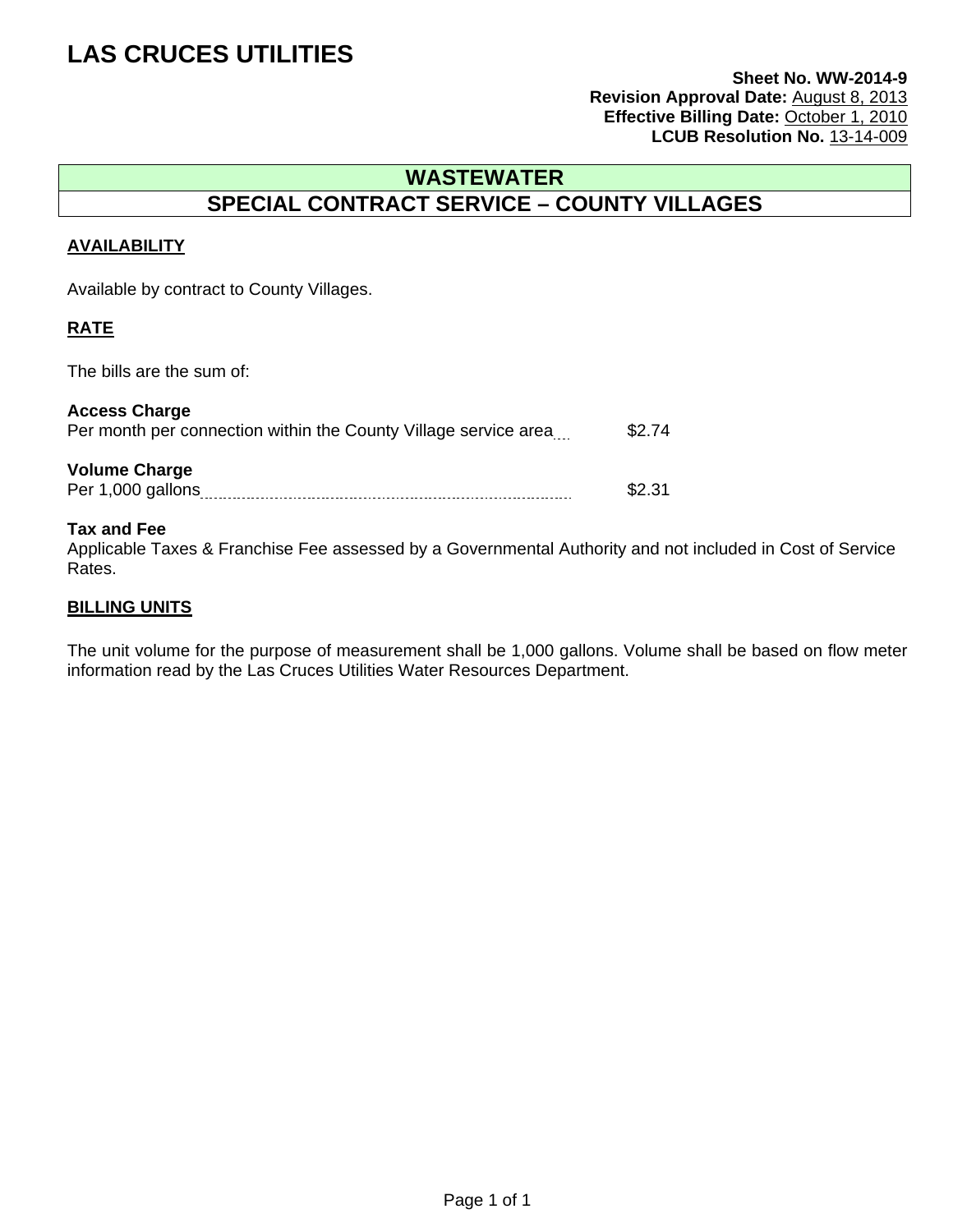# LAS CRUCES UTILITIES

**Sheet No. WW-2014-9**
**Revision Approval Date:** August 8, 2013
**Effective Billing Date:** October 1, 2010
**LCUB Resolution No.** 13-14-009

## WASTEWATER
## SPECIAL CONTRACT SERVICE – COUNTY VILLAGES

### AVAILABILITY

Available by contract to County Villages.

### RATE

The bills are the sum of:

**Access Charge**
Per month per connection within the County Village service area ... $2.74

**Volume Charge**
Per 1,000 gallons ... $2.31

**Tax and Fee**
Applicable Taxes & Franchise Fee assessed by a Governmental Authority and not included in Cost of Service Rates.

### BILLING UNITS

The unit volume for the purpose of measurement shall be 1,000 gallons. Volume shall be based on flow meter information read by the Las Cruces Utilities Water Resources Department.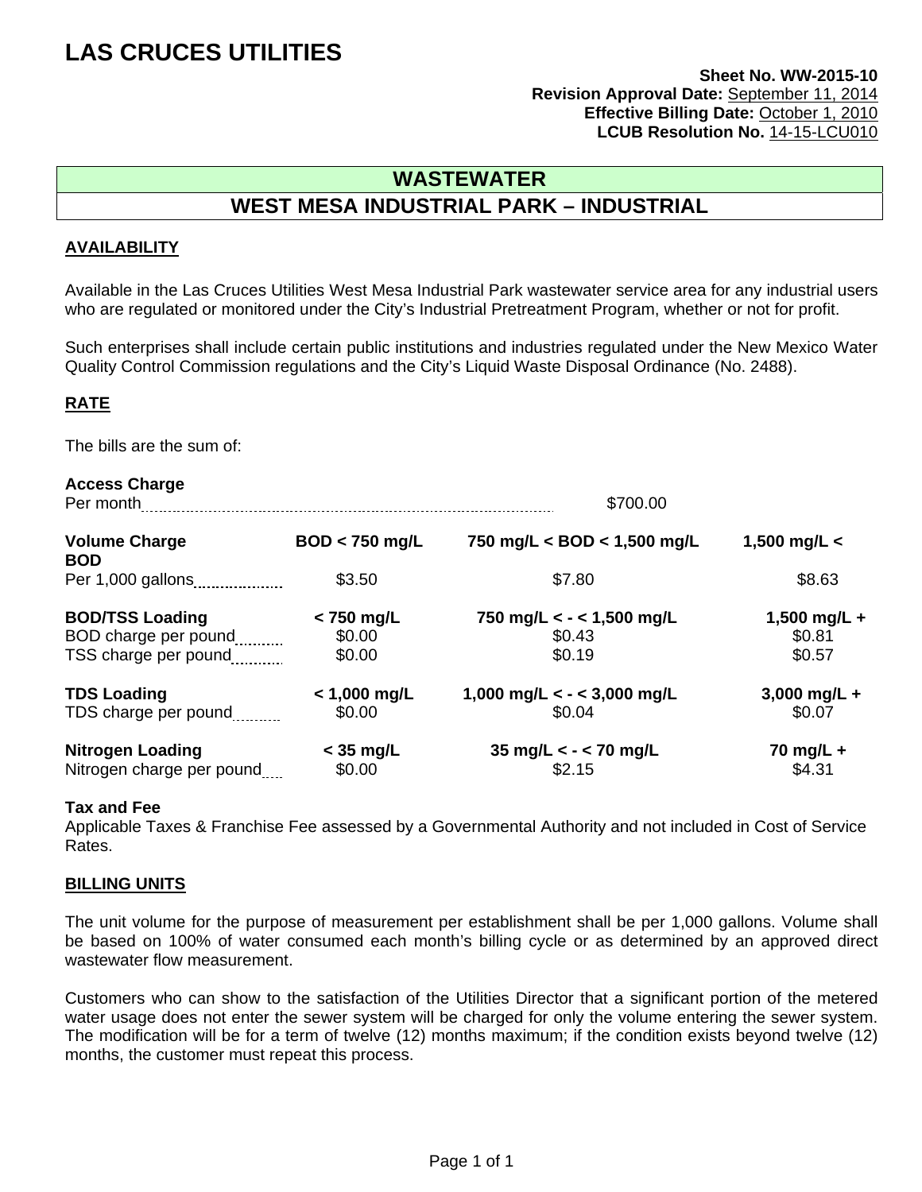# LAS CRUCES UTILITIES

**Sheet No. WW-2015-10**
**Revision Approval Date:** September 11, 2014
**Effective Billing Date:** October 1, 2010
**LCUB Resolution No.** 14-15-LCU010

## WASTEWATER

## WEST MESA INDUSTRIAL PARK – INDUSTRIAL

### AVAILABILITY

Available in the Las Cruces Utilities West Mesa Industrial Park wastewater service area for any industrial users who are regulated or monitored under the City's Industrial Pretreatment Program, whether or not for profit.

Such enterprises shall include certain public institutions and industries regulated under the New Mexico Water Quality Control Commission regulations and the City's Liquid Waste Disposal Ordinance (No. 2488).

### RATE

The bills are the sum of:

**Access Charge**
Per month ........ $700.00

| **Volume Charge BOD** | **BOD < 750 mg/L** | **750 mg/L < BOD < 1,500 mg/L** | **1,500 mg/L <** |
|---|---|---|---|
| Per 1,000 gallons | $3.50 | $7.80 | $8.63 |
| **BOD/TSS Loading** | **< 750 mg/L** | **750 mg/L < - < 1,500 mg/L** | **1,500 mg/L +** |
| BOD charge per pound | $0.00 | $0.43 | $0.81 |
| TSS charge per pound | $0.00 | $0.19 | $0.57 |
| **TDS Loading** | **< 1,000 mg/L** | **1,000 mg/L < - < 3,000 mg/L** | **3,000 mg/L +** |
| TDS charge per pound | $0.00 | $0.04 | $0.07 |
| **Nitrogen Loading** | **< 35 mg/L** | **35 mg/L < - < 70 mg/L** | **70 mg/L +** |
| Nitrogen charge per pound | $0.00 | $2.15 | $4.31 |

**Tax and Fee**
Applicable Taxes & Franchise Fee assessed by a Governmental Authority and not included in Cost of Service Rates.

### BILLING UNITS

The unit volume for the purpose of measurement per establishment shall be per 1,000 gallons. Volume shall be based on 100% of water consumed each month's billing cycle or as determined by an approved direct wastewater flow measurement.

Customers who can show to the satisfaction of the Utilities Director that a significant portion of the metered water usage does not enter the sewer system will be charged for only the volume entering the sewer system. The modification will be for a term of twelve (12) months maximum; if the condition exists beyond twelve (12) months, the customer must repeat this process.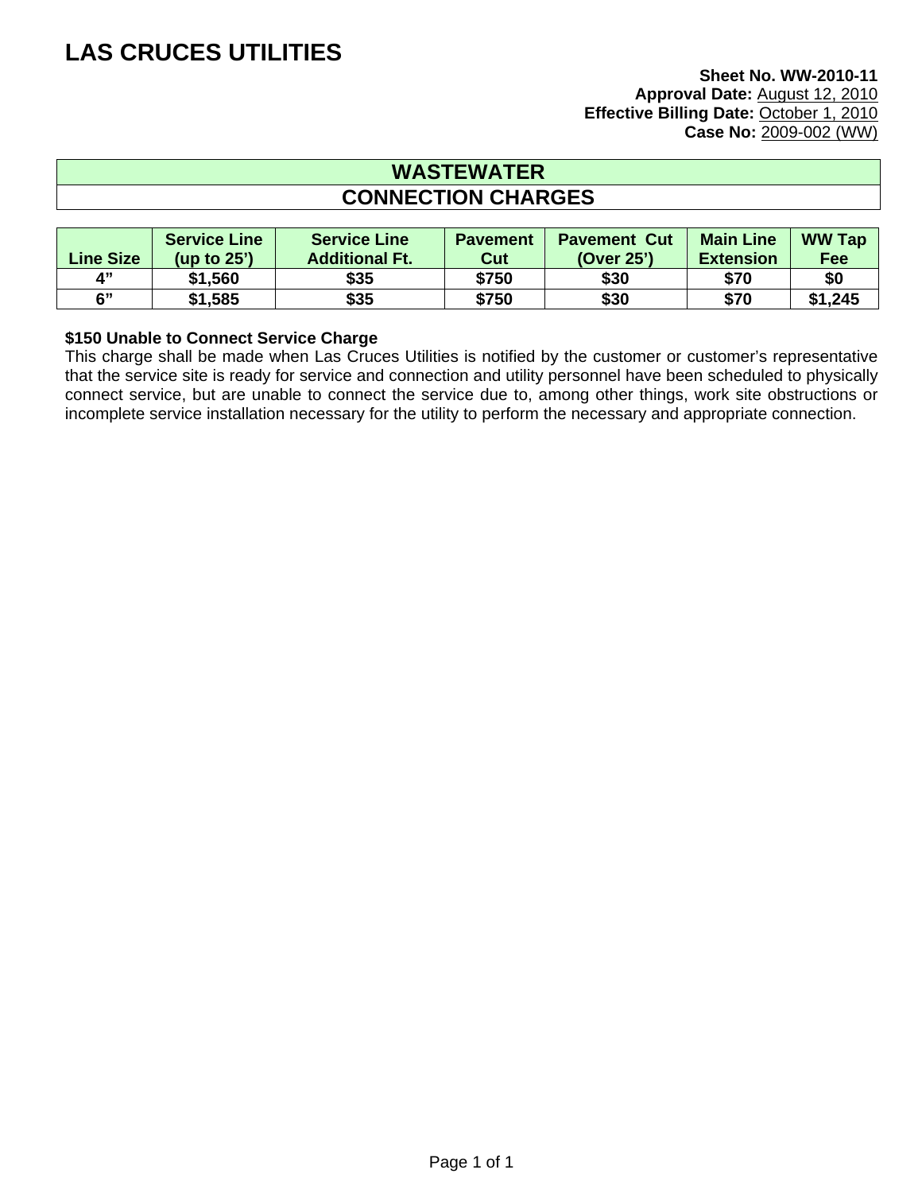# LAS CRUCES UTILITIES

**Sheet No. WW-2010-11**
**Approval Date:** August 12, 2010
**Effective Billing Date:** October 1, 2010
**Case No:** 2009-002 (WW)

## WASTEWATER
## CONNECTION CHARGES

| Line Size | Service Line (up to 25’) | Service Line Additional Ft. | Pavement Cut | Pavement Cut (Over 25’) | Main Line Extension | WW Tap Fee |
|---|---|---|---|---|---|---|
| 4” | $1,560 | $35 | $750 | $30 | $70 | $0 |
| 6” | $1,585 | $35 | $750 | $30 | $70 | $1,245 |

**$150 Unable to Connect Service Charge**
This charge shall be made when Las Cruces Utilities is notified by the customer or customer’s representative that the service site is ready for service and connection and utility personnel have been scheduled to physically connect service, but are unable to connect the service due to, among other things, work site obstructions or incomplete service installation necessary for the utility to perform the necessary and appropriate connection.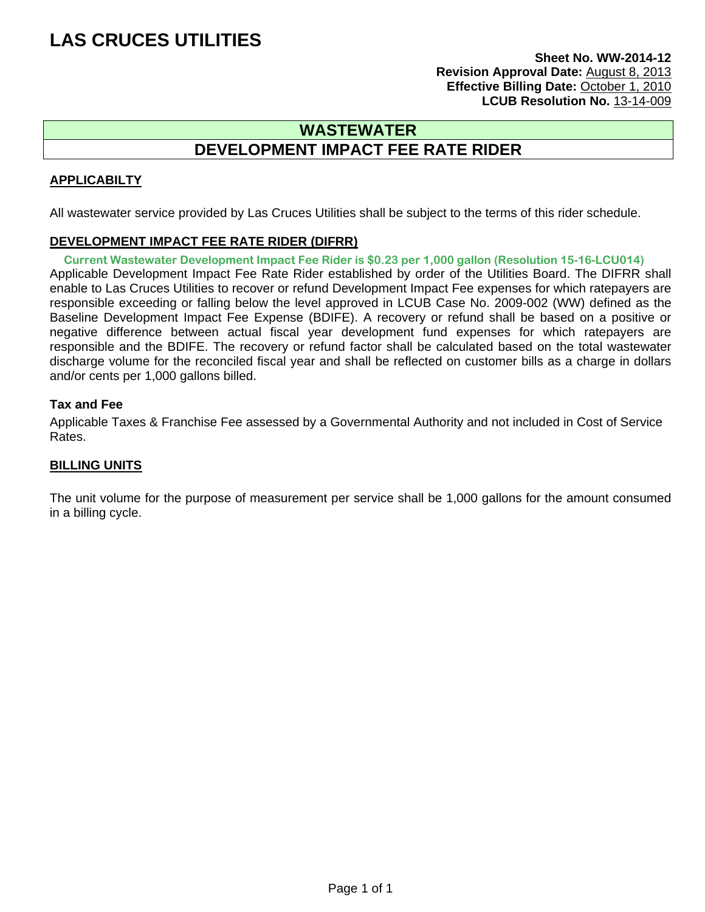# LAS CRUCES UTILITIES

**Sheet No. WW-2014-12**
**Revision Approval Date:** August 8, 2013
**Effective Billing Date:** October 1, 2010
**LCUB Resolution No.** 13-14-009

## WASTEWATER

## DEVELOPMENT IMPACT FEE RATE RIDER

### APPLICABILTY

All wastewater service provided by Las Cruces Utilities shall be subject to the terms of this rider schedule.

### DEVELOPMENT IMPACT FEE RATE RIDER (DIFRR)

**Current Wastewater Development Impact Fee Rider is $0.23 per 1,000 gallon (Resolution 15-16-LCU014)**

Applicable Development Impact Fee Rate Rider established by order of the Utilities Board. The DIFRR shall enable to Las Cruces Utilities to recover or refund Development Impact Fee expenses for which ratepayers are responsible exceeding or falling below the level approved in LCUB Case No. 2009-002 (WW) defined as the Baseline Development Impact Fee Expense (BDIFE). A recovery or refund shall be based on a positive or negative difference between actual fiscal year development fund expenses for which ratepayers are responsible and the BDIFE. The recovery or refund factor shall be calculated based on the total wastewater discharge volume for the reconciled fiscal year and shall be reflected on customer bills as a charge in dollars and/or cents per 1,000 gallons billed.

**Tax and Fee**

Applicable Taxes & Franchise Fee assessed by a Governmental Authority and not included in Cost of Service Rates.

### BILLING UNITS

The unit volume for the purpose of measurement per service shall be 1,000 gallons for the amount consumed in a billing cycle.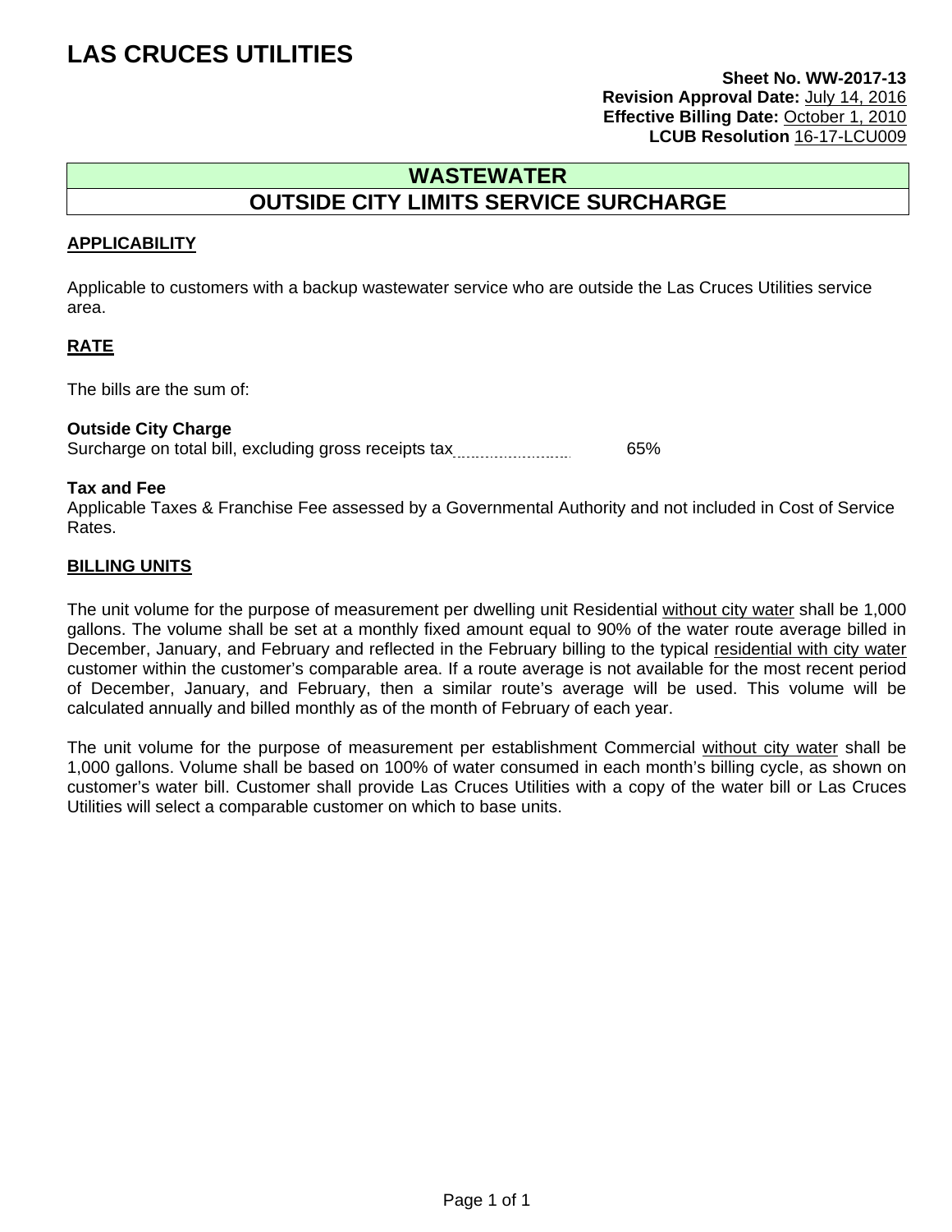# LAS CRUCES UTILITIES

**Sheet No. WW-2017-13**
**Revision Approval Date:** July 14, 2016
**Effective Billing Date:** October 1, 2010
**LCUB Resolution** 16-17-LCU009

## WASTEWATER
## OUTSIDE CITY LIMITS SERVICE SURCHARGE

### APPLICABILITY

Applicable to customers with a backup wastewater service who are outside the Las Cruces Utilities service area.

### RATE

The bills are the sum of:

**Outside City Charge**
Surcharge on total bill, excluding gross receipts tax ........ 65%

**Tax and Fee**
Applicable Taxes & Franchise Fee assessed by a Governmental Authority and not included in Cost of Service Rates.

### BILLING UNITS

The unit volume for the purpose of measurement per dwelling unit Residential without city water shall be 1,000 gallons. The volume shall be set at a monthly fixed amount equal to 90% of the water route average billed in December, January, and February and reflected in the February billing to the typical residential with city water customer within the customer's comparable area. If a route average is not available for the most recent period of December, January, and February, then a similar route's average will be used. This volume will be calculated annually and billed monthly as of the month of February of each year.

The unit volume for the purpose of measurement per establishment Commercial without city water shall be 1,000 gallons. Volume shall be based on 100% of water consumed in each month's billing cycle, as shown on customer's water bill. Customer shall provide Las Cruces Utilities with a copy of the water bill or Las Cruces Utilities will select a comparable customer on which to base units.